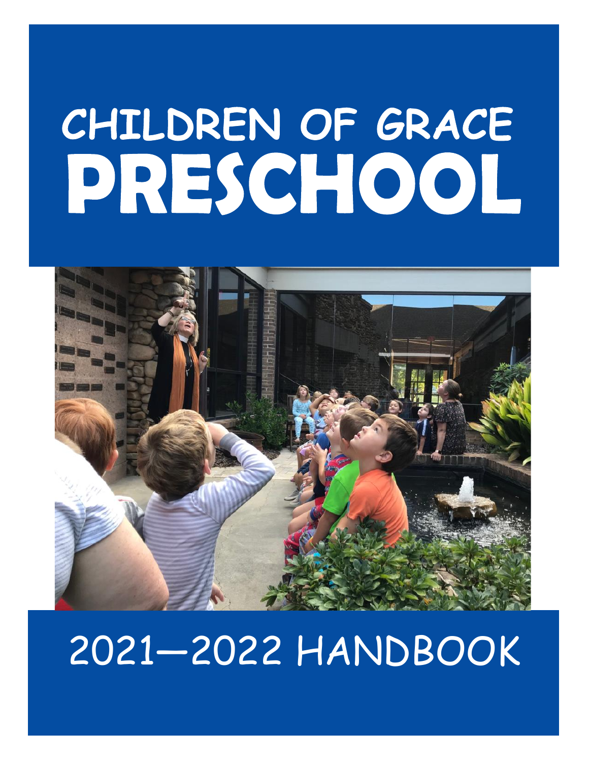# CHILDREN OF GRACE PRESCHOOL

## 2021—2022 HANDBOOK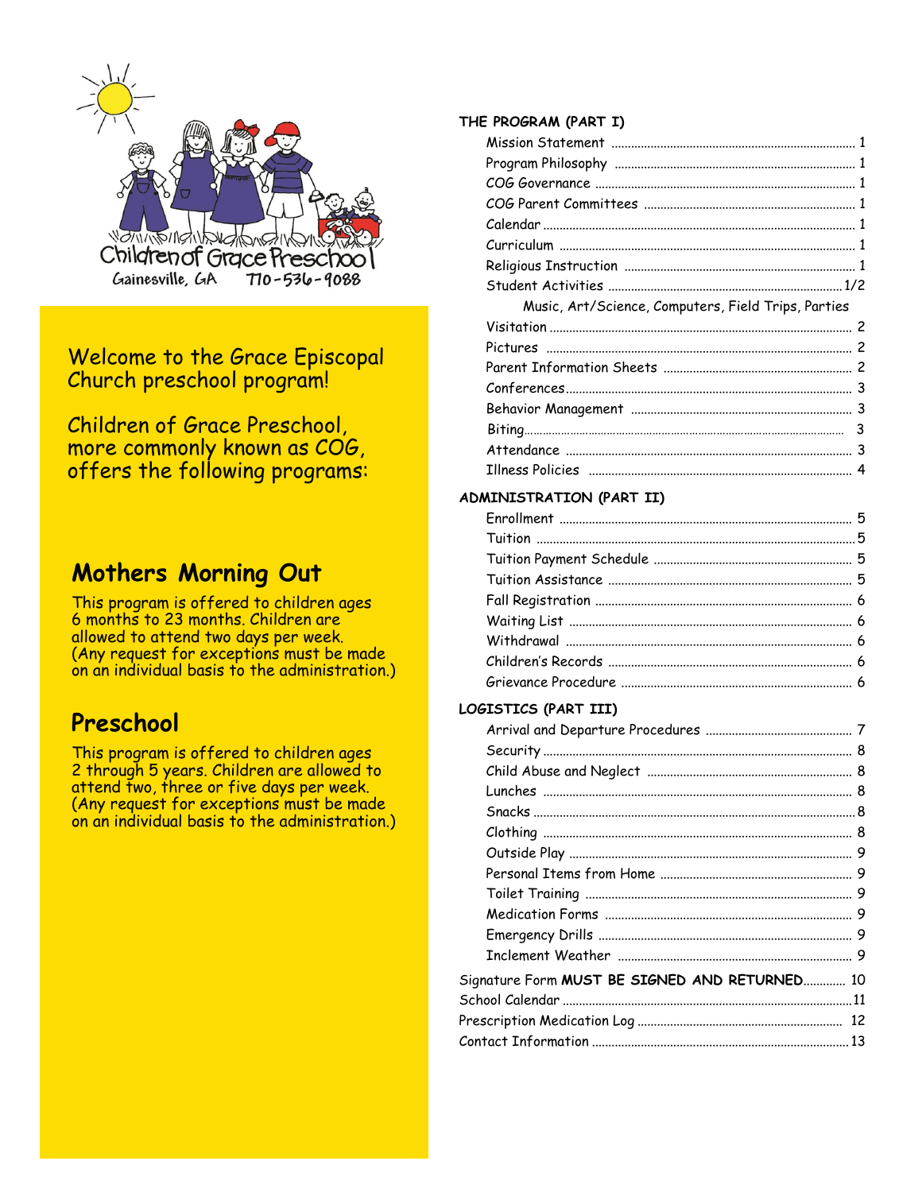Children of Grace Preschool

Gainesville, GA 770-536-9088

Welcome to the Grace Episcopal Church preschool program!

Children of Grace Preschool, more commonly known as COG, offers the following programs:

## Mothers Morning Out

This program is offered to children ages 6 months to 23 months. Children are allowed to attend two days per week. (Any request for exceptions must be made on an individual basis to the administration.)

## Preschool

This program is offered to children ages 2 through 5 years. Children are allowed to attend two, three or five days per week. (Any request for exceptions must be made on an individual basis to the administration.)

**THE PROGRAM (PART I)**

- Mission Statement ........ 1
- Program Philosophy ........ 1
- COG Governance ........ 1
- COG Parent Committees ........ 1
- Calendar ........ 1
- Curriculum ........ 1
- Religious Instruction ........ 1
- Student Activities ........ 1/2
  - Music, Art/Science, Computers, Field Trips, Parties
- Visitation ........ 2
- Pictures ........ 2
- Parent Information Sheets ........ 2
- Conferences ........ 3
- Behavior Management ........ 3
- Biting ........ 3
- Attendance ........ 3
- Illness Policies ........ 4

**ADMINISTRATION (PART II)**

- Enrollment ........ 5
- Tuition ........ 5
- Tuition Payment Schedule ........ 5
- Tuition Assistance ........ 5
- Fall Registration ........ 6
- Waiting List ........ 6
- Withdrawal ........ 6
- Children's Records ........ 6
- Grievance Procedure ........ 6

**LOGISTICS (PART III)**

- Arrival and Departure Procedures ........ 7
- Security ........ 8
- Child Abuse and Neglect ........ 8
- Lunches ........ 8
- Snacks ........ 8
- Clothing ........ 8
- Outside Play ........ 9
- Personal Items from Home ........ 9
- Toilet Training ........ 9
- Medication Forms ........ 9
- Emergency Drills ........ 9
- Inclement Weather ........ 9

Signature Form **MUST BE SIGNED AND RETURNED** ........ 10
School Calendar ........ 11
Prescription Medication Log ........ 12
Contact Information ........ 13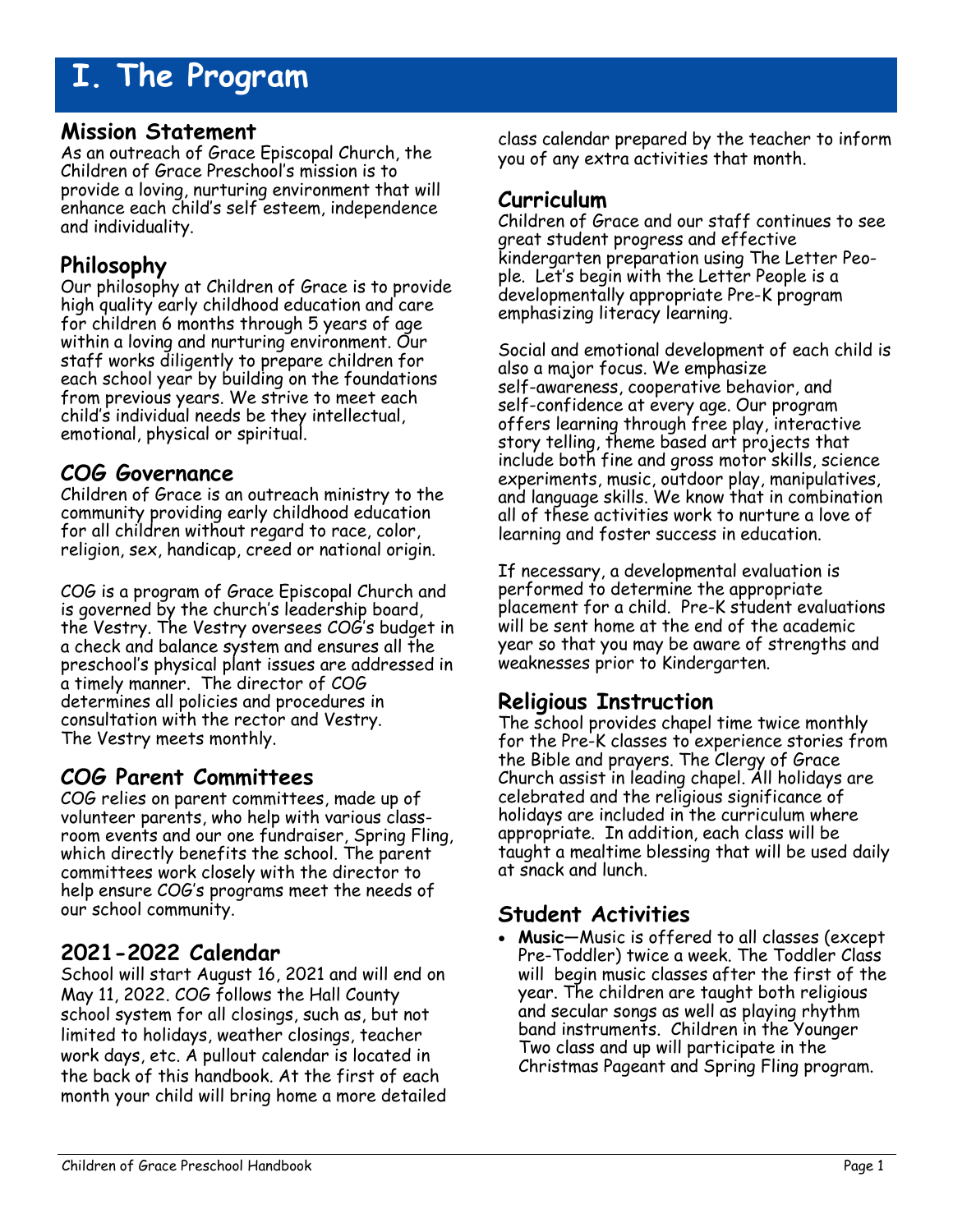# I. The Program

## Mission Statement

As an outreach of Grace Episcopal Church, the Children of Grace Preschool's mission is to provide a loving, nurturing environment that will enhance each child's self esteem, independence and individuality.

## Philosophy

Our philosophy at Children of Grace is to provide high quality early childhood education and care for children 6 months through 5 years of age within a loving and nurturing environment. Our staff works diligently to prepare children for each school year by building on the foundations from previous years. We strive to meet each child's individual needs be they intellectual, emotional, physical or spiritual.

## COG Governance

Children of Grace is an outreach ministry to the community providing early childhood education for all children without regard to race, color, religion, sex, handicap, creed or national origin.

COG is a program of Grace Episcopal Church and is governed by the church's leadership board, the Vestry. The Vestry oversees COG's budget in a check and balance system and ensures all the preschool's physical plant issues are addressed in a timely manner. The director of COG determines all policies and procedures in consultation with the rector and Vestry. The Vestry meets monthly.

## COG Parent Committees

COG relies on parent committees, made up of volunteer parents, who help with various classroom events and our one fundraiser, Spring Fling, which directly benefits the school. The parent committees work closely with the director to help ensure COG's programs meet the needs of our school community.

## 2021-2022 Calendar

School will start August 16, 2021 and will end on May 11, 2022. COG follows the Hall County school system for all closings, such as, but not limited to holidays, weather closings, teacher work days, etc. A pullout calendar is located in the back of this handbook. At the first of each month your child will bring home a more detailed class calendar prepared by the teacher to inform you of any extra activities that month.

## Curriculum

Children of Grace and our staff continues to see great student progress and effective kindergarten preparation using The Letter People. Let's begin with the Letter People is a developmentally appropriate Pre-K program emphasizing literacy learning.

Social and emotional development of each child is also a major focus. We emphasize self-awareness, cooperative behavior, and self-confidence at every age. Our program offers learning through free play, interactive story telling, theme based art projects that include both fine and gross motor skills, science experiments, music, outdoor play, manipulatives, and language skills. We know that in combination all of these activities work to nurture a love of learning and foster success in education.

If necessary, a developmental evaluation is performed to determine the appropriate placement for a child. Pre-K student evaluations will be sent home at the end of the academic year so that you may be aware of strengths and weaknesses prior to Kindergarten.

## Religious Instruction

The school provides chapel time twice monthly for the Pre-K classes to experience stories from the Bible and prayers. The Clergy of Grace Church assist in leading chapel. All holidays are celebrated and the religious significance of holidays are included in the curriculum where appropriate. In addition, each class will be taught a mealtime blessing that will be used daily at snack and lunch.

## Student Activities

- **Music**—Music is offered to all classes (except Pre-Toddler) twice a week. The Toddler Class will begin music classes after the first of the year. The children are taught both religious and secular songs as well as playing rhythm band instruments. Children in the Younger Two class and up will participate in the Christmas Pageant and Spring Fling program.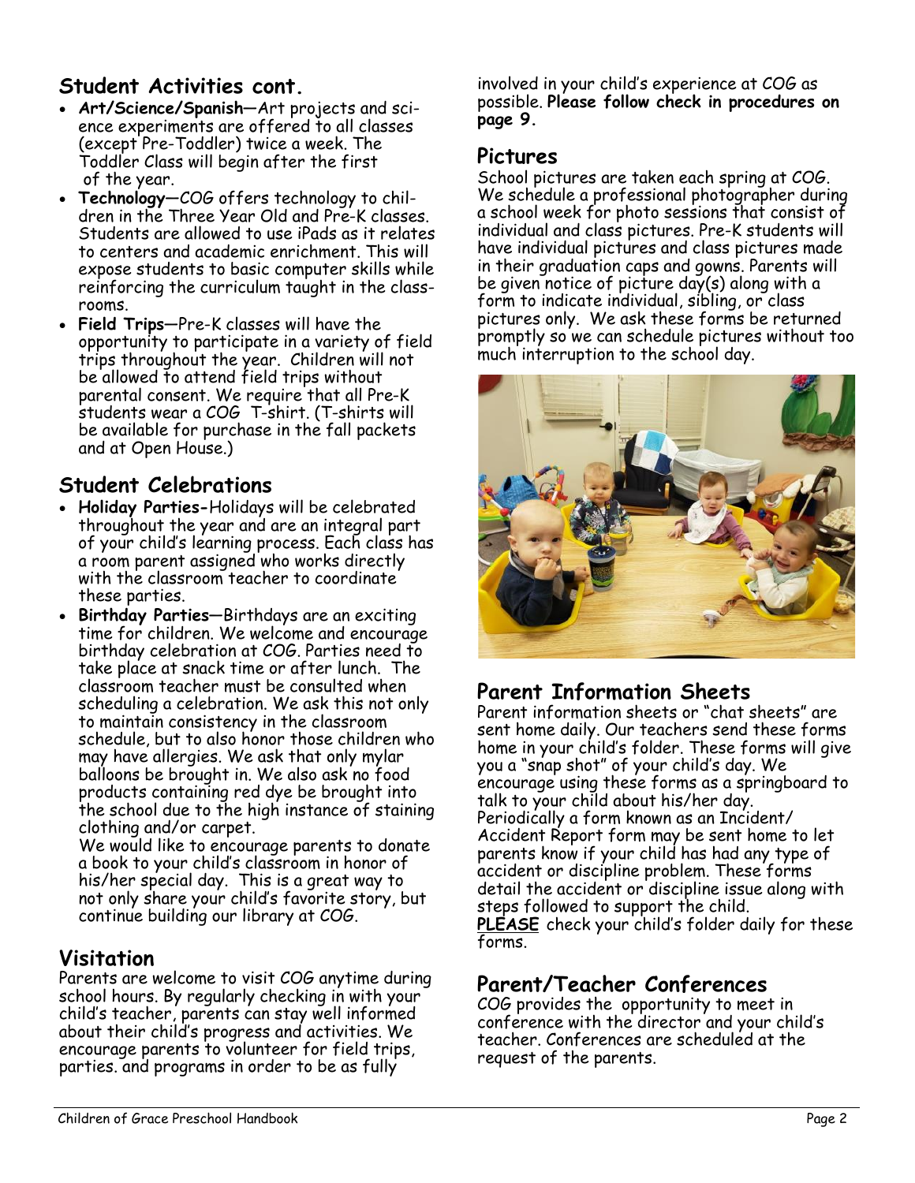## Student Activities cont.

- **Art/Science/Spanish**—Art projects and science experiments are offered to all classes (except Pre-Toddler) twice a week. The Toddler Class will begin after the first of the year.
- **Technology**—COG offers technology to children in the Three Year Old and Pre-K classes. Students are allowed to use iPads as it relates to centers and academic enrichment. This will expose students to basic computer skills while reinforcing the curriculum taught in the classrooms.
- **Field Trips**—Pre-K classes will have the opportunity to participate in a variety of field trips throughout the year. Children will not be allowed to attend field trips without parental consent. We require that all Pre-K students wear a COG T-shirt. (T-shirts will be available for purchase in the fall packets and at Open House.)

## Student Celebrations

- **Holiday Parties-**Holidays will be celebrated throughout the year and are an integral part of your child's learning process. Each class has a room parent assigned who works directly with the classroom teacher to coordinate these parties.
- **Birthday Parties**—Birthdays are an exciting time for children. We welcome and encourage birthday celebration at COG. Parties need to take place at snack time or after lunch. The classroom teacher must be consulted when scheduling a celebration. We ask this not only to maintain consistency in the classroom schedule, but to also honor those children who may have allergies. We ask that only mylar balloons be brought in. We also ask no food products containing red dye be brought into the school due to the high instance of staining clothing and/or carpet.

  We would like to encourage parents to donate a book to your child's classroom in honor of his/her special day. This is a great way to not only share your child's favorite story, but continue building our library at COG.

## Visitation

Parents are welcome to visit COG anytime during school hours. By regularly checking in with your child's teacher, parents can stay well informed about their child's progress and activities. We encourage parents to volunteer for field trips, parties. and programs in order to be as fully involved in your child's experience at COG as possible. **Please follow check in procedures on page 9.**

## Pictures

School pictures are taken each spring at COG. We schedule a professional photographer during a school week for photo sessions that consist of individual and class pictures. Pre-K students will have individual pictures and class pictures made in their graduation caps and gowns. Parents will be given notice of picture day(s) along with a form to indicate individual, sibling, or class pictures only. We ask these forms be returned promptly so we can schedule pictures without too much interruption to the school day.

## Parent Information Sheets

Parent information sheets or "chat sheets" are sent home daily. Our teachers send these forms home in your child's folder. These forms will give you a "snap shot" of your child's day. We encourage using these forms as a springboard to talk to your child about his/her day.
Periodically a form known as an Incident/Accident Report form may be sent home to let parents know if your child has had any type of accident or discipline problem. These forms detail the accident or discipline issue along with steps followed to support the child.
**PLEASE** check your child's folder daily for these forms.

## Parent/Teacher Conferences

COG provides the opportunity to meet in conference with the director and your child's teacher. Conferences are scheduled at the request of the parents.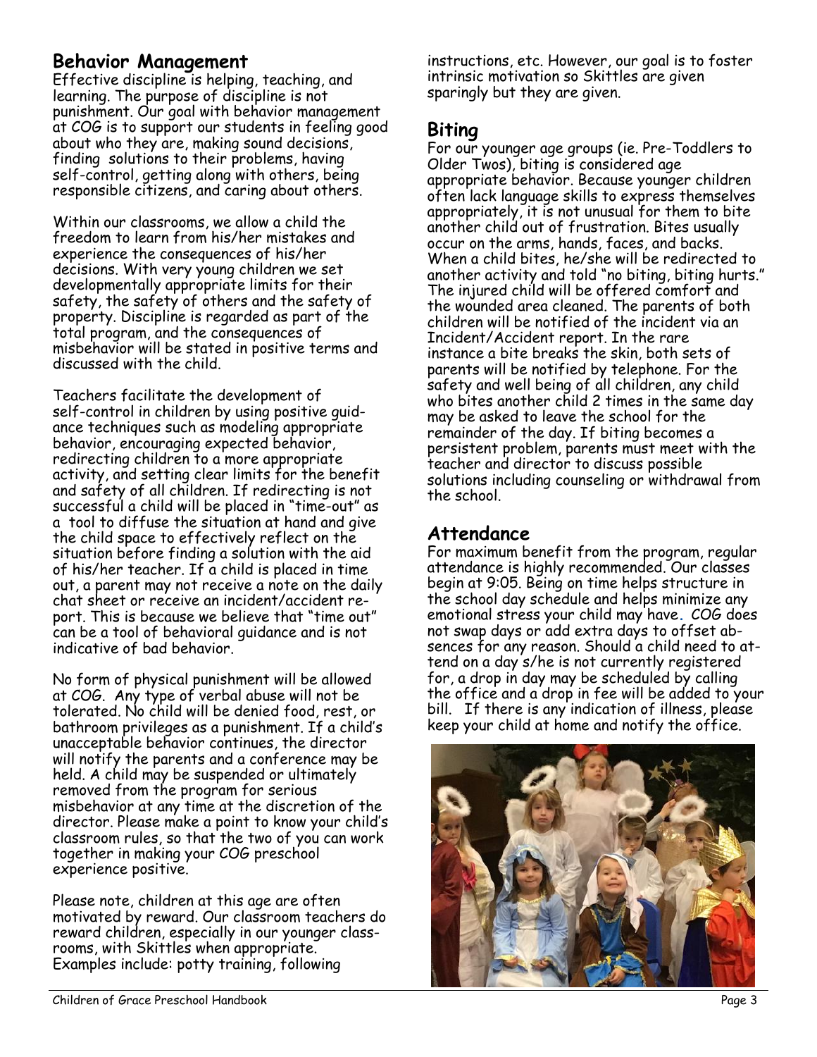## Behavior Management

Effective discipline is helping, teaching, and learning. The purpose of discipline is not punishment. Our goal with behavior management at COG is to support our students in feeling good about who they are, making sound decisions, finding solutions to their problems, having self-control, getting along with others, being responsible citizens, and caring about others.

Within our classrooms, we allow a child the freedom to learn from his/her mistakes and experience the consequences of his/her decisions. With very young children we set developmentally appropriate limits for their safety, the safety of others and the safety of property. Discipline is regarded as part of the total program, and the consequences of misbehavior will be stated in positive terms and discussed with the child.

Teachers facilitate the development of self-control in children by using positive guidance techniques such as modeling appropriate behavior, encouraging expected behavior, redirecting children to a more appropriate activity, and setting clear limits for the benefit and safety of all children. If redirecting is not successful a child will be placed in "time-out" as a tool to diffuse the situation at hand and give the child space to effectively reflect on the situation before finding a solution with the aid of his/her teacher. If a child is placed in time out, a parent may not receive a note on the daily chat sheet or receive an incident/accident report. This is because we believe that "time out" can be a tool of behavioral guidance and is not indicative of bad behavior.

No form of physical punishment will be allowed at COG. Any type of verbal abuse will not be tolerated. No child will be denied food, rest, or bathroom privileges as a punishment. If a child's unacceptable behavior continues, the director will notify the parents and a conference may be held. A child may be suspended or ultimately removed from the program for serious misbehavior at any time at the discretion of the director. Please make a point to know your child's classroom rules, so that the two of you can work together in making your COG preschool experience positive.

Please note, children at this age are often motivated by reward. Our classroom teachers do reward children, especially in our younger classrooms, with Skittles when appropriate. Examples include: potty training, following instructions, etc. However, our goal is to foster intrinsic motivation so Skittles are given sparingly but they are given.

## Biting

For our younger age groups (ie. Pre-Toddlers to Older Twos), biting is considered age appropriate behavior. Because younger children often lack language skills to express themselves appropriately, it is not unusual for them to bite another child out of frustration. Bites usually occur on the arms, hands, faces, and backs. When a child bites, he/she will be redirected to another activity and told "no biting, biting hurts." The injured child will be offered comfort and the wounded area cleaned. The parents of both children will be notified of the incident via an Incident/Accident report. In the rare instance a bite breaks the skin, both sets of parents will be notified by telephone. For the safety and well being of all children, any child who bites another child 2 times in the same day may be asked to leave the school for the remainder of the day. If biting becomes a persistent problem, parents must meet with the teacher and director to discuss possible solutions including counseling or withdrawal from the school.

## Attendance

For maximum benefit from the program, regular attendance is highly recommended. Our classes begin at 9:05. Being on time helps structure in the school day schedule and helps minimize any emotional stress your child may have. COG does not swap days or add extra days to offset absences for any reason. Should a child need to attend on a day s/he is not currently registered for, a drop in day may be scheduled by calling the office and a drop in fee will be added to your bill. If there is any indication of illness, please keep your child at home and notify the office.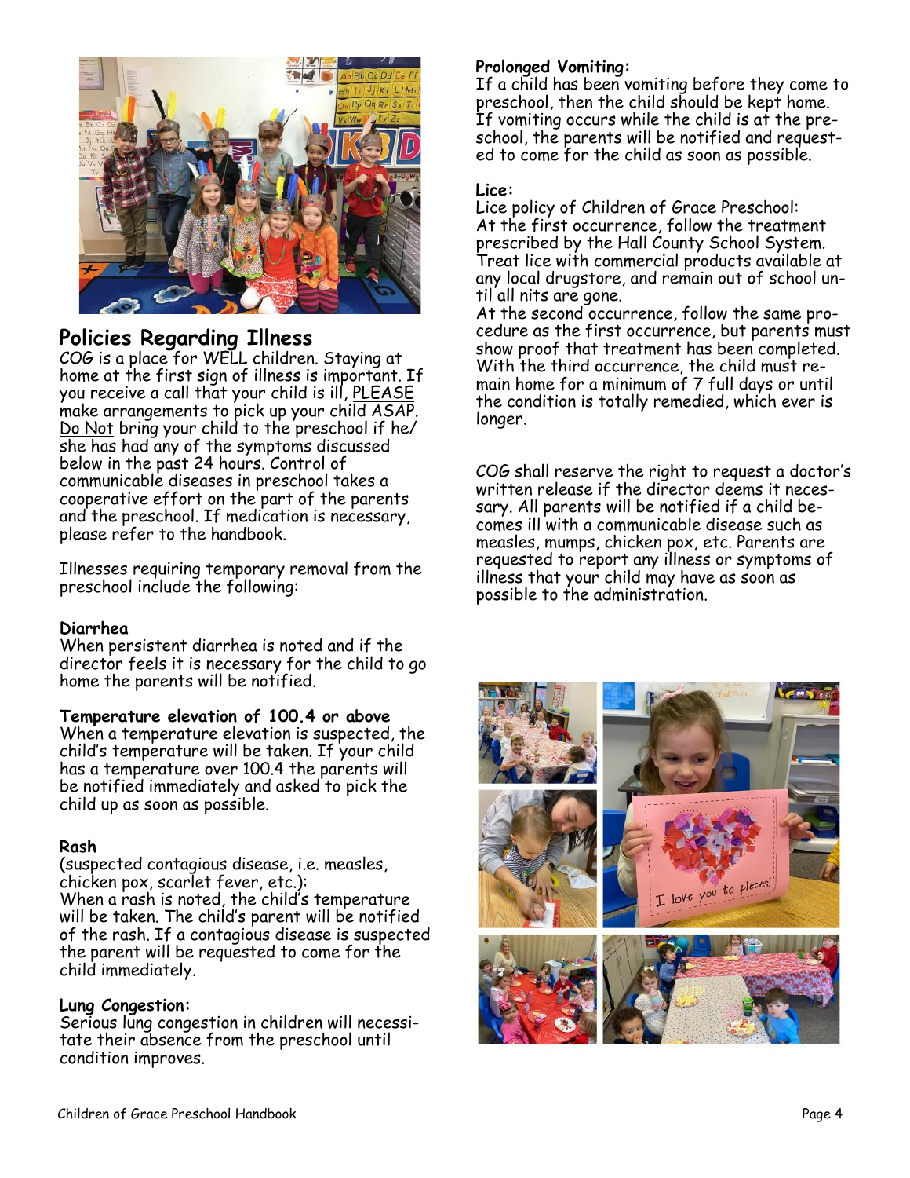## Policies Regarding Illness

COG is a place for WELL children. Staying at home at the first sign of illness is important. If you receive a call that your child is ill, PLEASE make arrangements to pick up your child ASAP. Do Not bring your child to the preschool if he/she has had any of the symptoms discussed below in the past 24 hours. Control of communicable diseases in preschool takes a cooperative effort on the part of the parents and the preschool. If medication is necessary, please refer to the handbook.

Illnesses requiring temporary removal from the preschool include the following:

**Diarrhea**
When persistent diarrhea is noted and if the director feels it is necessary for the child to go home the parents will be notified.

**Temperature elevation of 100.4 or above**
When a temperature elevation is suspected, the child's temperature will be taken. If your child has a temperature over 100.4 the parents will be notified immediately and asked to pick the child up as soon as possible.

**Rash**
(suspected contagious disease, i.e. measles, chicken pox, scarlet fever, etc.):
When a rash is noted, the child's temperature will be taken. The child's parent will be notified of the rash. If a contagious disease is suspected the parent will be requested to come for the child immediately.

**Lung Congestion:**
Serious lung congestion in children will necessitate their absence from the preschool until condition improves.

**Prolonged Vomiting:**
If a child has been vomiting before they come to preschool, then the child should be kept home. If vomiting occurs while the child is at the preschool, the parents will be notified and requested to come for the child as soon as possible.

**Lice:**
Lice policy of Children of Grace Preschool:
At the first occurrence, follow the treatment prescribed by the Hall County School System. Treat lice with commercial products available at any local drugstore, and remain out of school until all nits are gone.
At the second occurrence, follow the same procedure as the first occurrence, but parents must show proof that treatment has been completed.
With the third occurrence, the child must remain home for a minimum of 7 full days or until the condition is totally remedied, which ever is longer.

*COG shall reserve the right to request a doctor's written release if the director deems it necessary. All parents will be notified if a child becomes ill with a communicable disease such as measles, mumps, chicken pox, etc. Parents are requested to report any illness or symptoms of illness that your child may have as soon as possible to the administration.*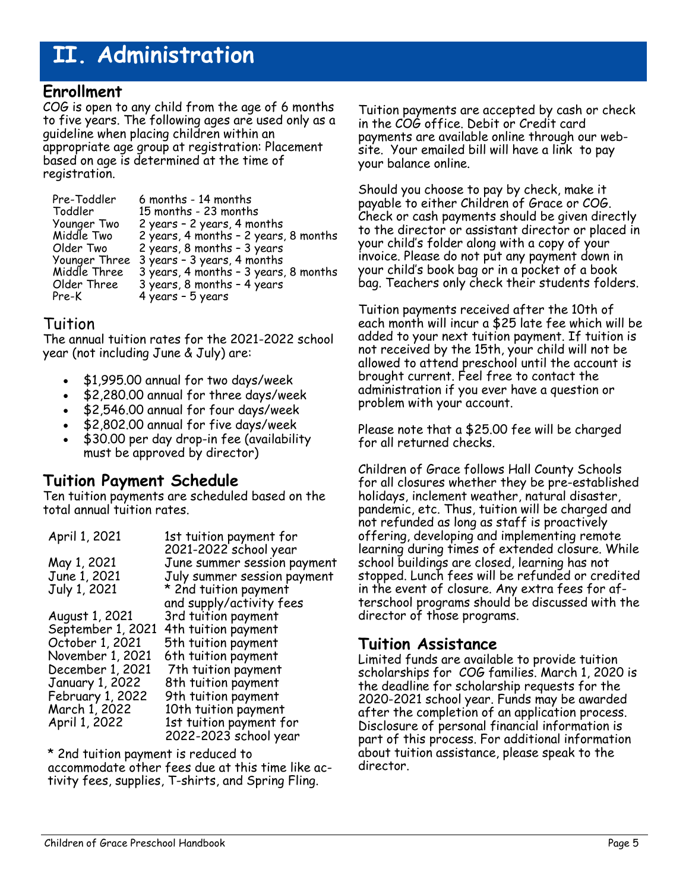# II. Administration

## Enrollment

COG is open to any child from the age of 6 months to five years. The following ages are used only as a guideline when placing children within an appropriate age group at registration: Placement based on age is determined at the time of registration.

| | |
|---|---|
| Pre-Toddler | 6 months - 14 months |
| Toddler | 15 months - 23 months |
| Younger Two | 2 years – 2 years, 4 months |
| Middle Two | 2 years, 4 months – 2 years, 8 months |
| Older Two | 2 years, 8 months – 3 years |
| Younger Three | 3 years – 3 years, 4 months |
| Middle Three | 3 years, 4 months – 3 years, 8 months |
| Older Three | 3 years, 8 months – 4 years |
| Pre-K | 4 years – 5 years |

## Tuition

The annual tuition rates for the 2021-2022 school year (not including June & July) are:

- $1,995.00 annual for two days/week
- $2,280.00 annual for three days/week
- $2,546.00 annual for four days/week
- $2,802.00 annual for five days/week
- $30.00 per day drop-in fee (availability must be approved by director)

## Tuition Payment Schedule

Ten tuition payments are scheduled based on the total annual tuition rates.

| | |
|---|---|
| April 1, 2021 | 1st tuition payment for 2021-2022 school year |
| May 1, 2021 | June summer session payment |
| June 1, 2021 | July summer session payment |
| July 1, 2021 | * 2nd tuition payment and supply/activity fees |
| August 1, 2021 | 3rd tuition payment |
| September 1, 2021 | 4th tuition payment |
| October 1, 2021 | 5th tuition payment |
| November 1, 2021 | 6th tuition payment |
| December 1, 2021 | 7th tuition payment |
| January 1, 2022 | 8th tuition payment |
| February 1, 2022 | 9th tuition payment |
| March 1, 2022 | 10th tuition payment |
| April 1, 2022 | 1st tuition payment for 2022-2023 school year |

* 2nd tuition payment is reduced to accommodate other fees due at this time like activity fees, supplies, T-shirts, and Spring Fling.

Tuition payments are accepted by cash or check in the COG office. Debit or Credit card payments are available online through our website. Your emailed bill will have a link to pay your balance online.

Should you choose to pay by check, make it payable to either Children of Grace or COG. Check or cash payments should be given directly to the director or assistant director or placed in your child's folder along with a copy of your invoice. Please do not put any payment down in your child's book bag or in a pocket of a book bag. Teachers only check their students folders.

Tuition payments received after the 10th of each month will incur a $25 late fee which will be added to your next tuition payment. If tuition is not received by the 15th, your child will not be allowed to attend preschool until the account is brought current. Feel free to contact the administration if you ever have a question or problem with your account.

Please note that a $25.00 fee will be charged for all returned checks.

Children of Grace follows Hall County Schools for all closures whether they be pre-established holidays, inclement weather, natural disaster, pandemic, etc. Thus, tuition will be charged and not refunded as long as staff is proactively offering, developing and implementing remote learning during times of extended closure. While school buildings are closed, learning has not stopped. Lunch fees will be refunded or credited in the event of closure. Any extra fees for afterschool programs should be discussed with the director of those programs.

## Tuition Assistance

Limited funds are available to provide tuition scholarships for COG families. March 1, 2020 is the deadline for scholarship requests for the 2020-2021 school year. Funds may be awarded after the completion of an application process. Disclosure of personal financial information is part of this process. For additional information about tuition assistance, please speak to the director.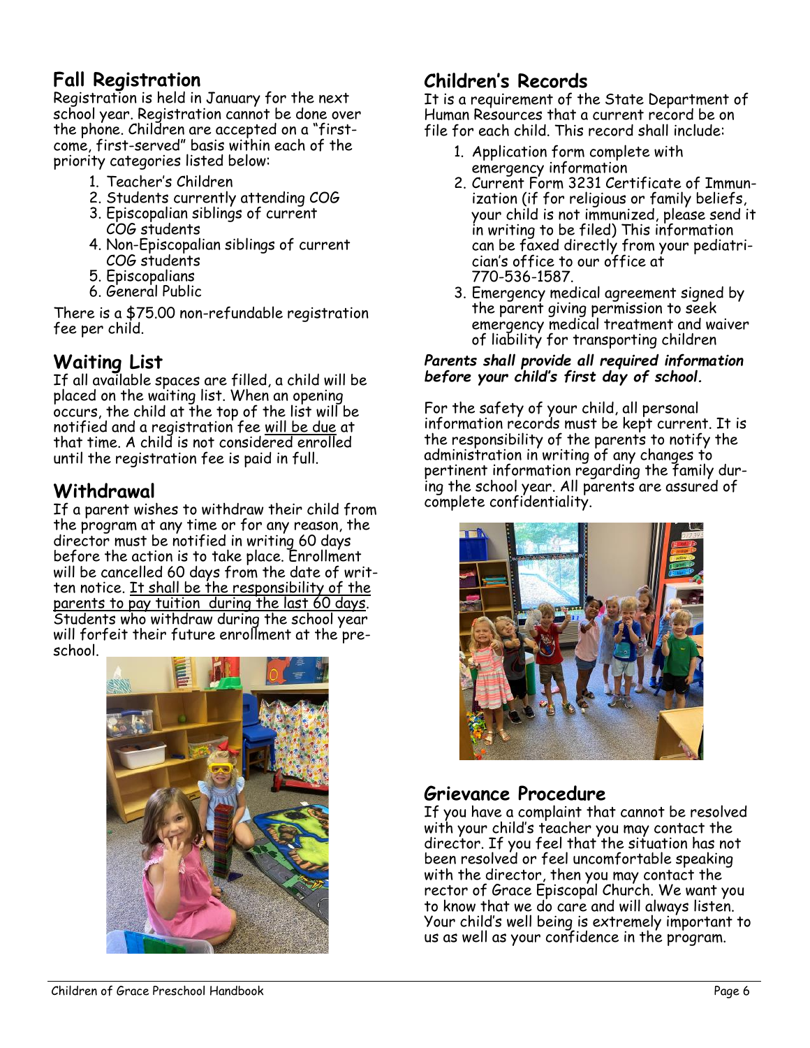## Fall Registration

Registration is held in January for the next school year. Registration cannot be done over the phone. Children are accepted on a "first-come, first-served" basis within each of the priority categories listed below:

1. Teacher's Children
2. Students currently attending COG
3. Episcopalian siblings of current COG students
4. Non-Episcopalian siblings of current COG students
5. Episcopalians
6. General Public

There is a $75.00 non-refundable registration fee per child.

## Waiting List

If all available spaces are filled, a child will be placed on the waiting list. When an opening occurs, the child at the top of the list will be notified and a registration fee <u>will be due</u> at that time. A child is not considered enrolled until the registration fee is paid in full.

## Withdrawal

If a parent wishes to withdraw their child from the program at any time or for any reason, the director must be notified in writing 60 days before the action is to take place. Enrollment will be cancelled 60 days from the date of written notice. <u>It shall be the responsibility of the parents to pay tuition during the last 60 days</u>. Students who withdraw during the school year will forfeit their future enrollment at the preschool.

## Children's Records

It is a requirement of the State Department of Human Resources that a current record be on file for each child. This record shall include:

1. Application form complete with emergency information
2. Current Form 3231 Certificate of Immunization (if for religious or family beliefs, your child is not immunized, please send it in writing to be filed) This information can be faxed directly from your pediatrician's office to our office at 770-536-1587.
3. Emergency medical agreement signed by the parent giving permission to seek emergency medical treatment and waiver of liability for transporting children

***Parents shall provide all required information before your child's first day of school.***

For the safety of your child, all personal information records must be kept current. It is the responsibility of the parents to notify the administration in writing of any changes to pertinent information regarding the family during the school year. All parents are assured of complete confidentiality.

## Grievance Procedure

If you have a complaint that cannot be resolved with your child's teacher you may contact the director. If you feel that the situation has not been resolved or feel uncomfortable speaking with the director, then you may contact the rector of Grace Episcopal Church. We want you to know that we do care and will always listen. Your child's well being is extremely important to us as well as your confidence in the program.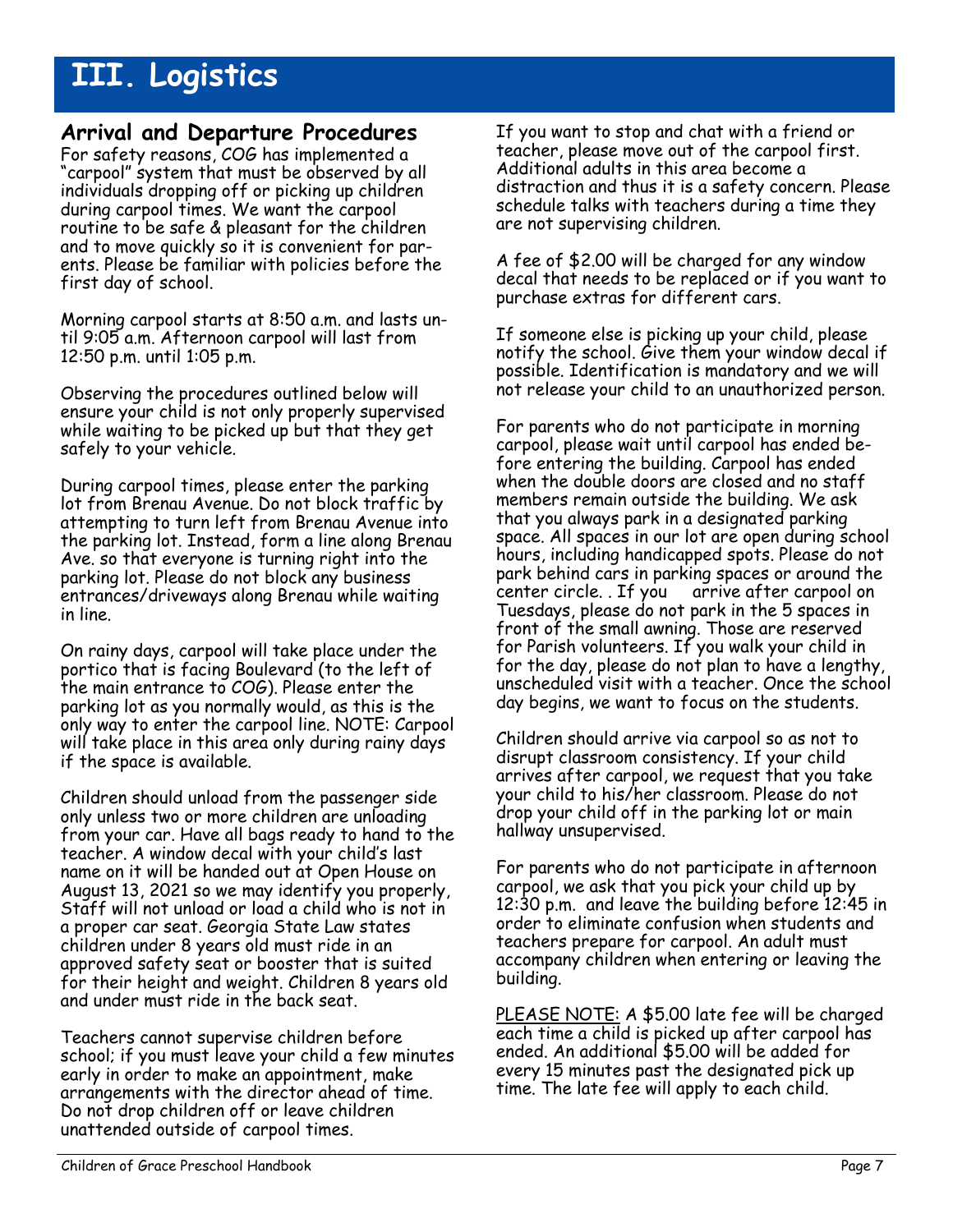# III. Logistics

## Arrival and Departure Procedures

For safety reasons, COG has implemented a "carpool" system that must be observed by all individuals dropping off or picking up children during carpool times. We want the carpool routine to be safe & pleasant for the children and to move quickly so it is convenient for parents. Please be familiar with policies before the first day of school.

Morning carpool starts at 8:50 a.m. and lasts until 9:05 a.m. Afternoon carpool will last from 12:50 p.m. until 1:05 p.m.

Observing the procedures outlined below will ensure your child is not only properly supervised while waiting to be picked up but that they get safely to your vehicle.

During carpool times, please enter the parking lot from Brenau Avenue. Do not block traffic by attempting to turn left from Brenau Avenue into the parking lot. Instead, form a line along Brenau Ave. so that everyone is turning right into the parking lot. Please do not block any business entrances/driveways along Brenau while waiting in line.

On rainy days, carpool will take place under the portico that is facing Boulevard (to the left of the main entrance to COG). Please enter the parking lot as you normally would, as this is the only way to enter the carpool line. NOTE: Carpool will take place in this area only during rainy days if the space is available.

Children should unload from the passenger side only unless two or more children are unloading from your car. Have all bags ready to hand to the teacher. A window decal with your child's last name on it will be handed out at Open House on August 13, 2021 so we may identify you properly, Staff will not unload or load a child who is not in a proper car seat. Georgia State Law states children under 8 years old must ride in an approved safety seat or booster that is suited for their height and weight. Children 8 years old and under must ride in the back seat.

Teachers cannot supervise children before school; if you must leave your child a few minutes early in order to make an appointment, make arrangements with the director ahead of time. Do not drop children off or leave children unattended outside of carpool times.

If you want to stop and chat with a friend or teacher, please move out of the carpool first. Additional adults in this area become a distraction and thus it is a safety concern. Please schedule talks with teachers during a time they are not supervising children.

A fee of $2.00 will be charged for any window decal that needs to be replaced or if you want to purchase extras for different cars.

If someone else is picking up your child, please notify the school. Give them your window decal if possible. Identification is mandatory and we will not release your child to an unauthorized person.

For parents who do not participate in morning carpool, please wait until carpool has ended before entering the building. Carpool has ended when the double doors are closed and no staff members remain outside the building. We ask that you always park in a designated parking space. All spaces in our lot are open during school hours, including handicapped spots. Please do not park behind cars in parking spaces or around the center circle. . If you arrive after carpool on Tuesdays, please do not park in the 5 spaces in front of the small awning. Those are reserved for Parish volunteers. If you walk your child in for the day, please do not plan to have a lengthy, unscheduled visit with a teacher. Once the school day begins, we want to focus on the students.

Children should arrive via carpool so as not to disrupt classroom consistency. If your child arrives after carpool, we request that you take your child to his/her classroom. Please do not drop your child off in the parking lot or main hallway unsupervised.

For parents who do not participate in afternoon carpool, we ask that you pick your child up by 12:30 p.m. and leave the building before 12:45 in order to eliminate confusion when students and teachers prepare for carpool. An adult must accompany children when entering or leaving the building.

PLEASE NOTE: A $5.00 late fee will be charged each time a child is picked up after carpool has ended. An additional $5.00 will be added for every 15 minutes past the designated pick up time. The late fee will apply to each child.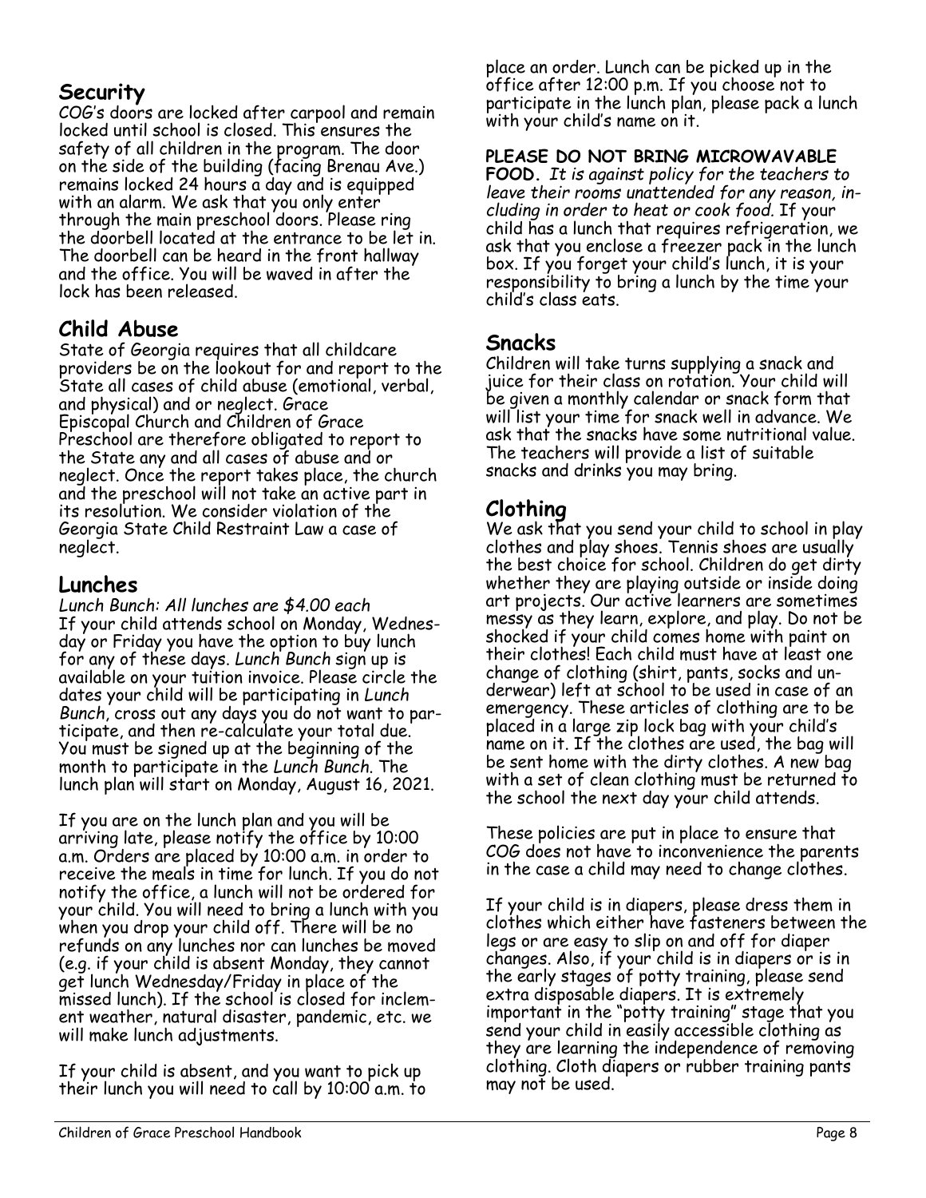## Security

COG's doors are locked after carpool and remain locked until school is closed. This ensures the safety of all children in the program. The door on the side of the building (facing Brenau Ave.) remains locked 24 hours a day and is equipped with an alarm. We ask that you only enter through the main preschool doors. Please ring the doorbell located at the entrance to be let in. The doorbell can be heard in the front hallway and the office. You will be waved in after the lock has been released.

## Child Abuse

State of Georgia requires that all childcare providers be on the lookout for and report to the State all cases of child abuse (emotional, verbal, and physical) and or neglect. Grace Episcopal Church and Children of Grace Preschool are therefore obligated to report to the State any and all cases of abuse and or neglect. Once the report takes place, the church and the preschool will not take an active part in its resolution. We consider violation of the Georgia State Child Restraint Law a case of neglect.

## Lunches

*Lunch Bunch: All lunches are $4.00 each*
If your child attends school on Monday, Wednesday or Friday you have the option to buy lunch for any of these days. *Lunch Bunch* sign up is available on your tuition invoice. Please circle the dates your child will be participating in *Lunch Bunch*, cross out any days you do not want to participate, and then re-calculate your total due. You must be signed up at the beginning of the month to participate in the *Lunch Bunch*. The lunch plan will start on Monday, August 16, 2021.

If you are on the lunch plan and you will be arriving late, please notify the office by 10:00 a.m. Orders are placed by 10:00 a.m. in order to receive the meals in time for lunch. If you do not notify the office, a lunch will not be ordered for your child. You will need to bring a lunch with you when you drop your child off. There will be no refunds on any lunches nor can lunches be moved (e.g. if your child is absent Monday, they cannot get lunch Wednesday/Friday in place of the missed lunch). If the school is closed for inclement weather, natural disaster, pandemic, etc. we will make lunch adjustments.

If your child is absent, and you want to pick up their lunch you will need to call by 10:00 a.m. to place an order. Lunch can be picked up in the office after 12:00 p.m. If you choose not to participate in the lunch plan, please pack a lunch with your child's name on it.

**PLEASE DO NOT BRING MICROWAVABLE FOOD.** *It is against policy for the teachers to leave their rooms unattended for any reason, including in order to heat or cook food.* If your child has a lunch that requires refrigeration, we ask that you enclose a freezer pack in the lunch box. If you forget your child's lunch, it is your responsibility to bring a lunch by the time your child's class eats.

## Snacks

Children will take turns supplying a snack and juice for their class on rotation. Your child will be given a monthly calendar or snack form that will list your time for snack well in advance. We ask that the snacks have some nutritional value. The teachers will provide a list of suitable snacks and drinks you may bring.

## Clothing

We ask that you send your child to school in play clothes and play shoes. Tennis shoes are usually the best choice for school. Children do get dirty whether they are playing outside or inside doing art projects. Our active learners are sometimes messy as they learn, explore, and play. Do not be shocked if your child comes home with paint on their clothes! Each child must have at least one change of clothing (shirt, pants, socks and underwear) left at school to be used in case of an emergency. These articles of clothing are to be placed in a large zip lock bag with your child's name on it. If the clothes are used, the bag will be sent home with the dirty clothes. A new bag with a set of clean clothing must be returned to the school the next day your child attends.

These policies are put in place to ensure that COG does not have to inconvenience the parents in the case a child may need to change clothes.

If your child is in diapers, please dress them in clothes which either have fasteners between the legs or are easy to slip on and off for diaper changes. Also, if your child is in diapers or is in the early stages of potty training, please send extra disposable diapers. It is extremely important in the "potty training" stage that you send your child in easily accessible clothing as they are learning the independence of removing clothing. Cloth diapers or rubber training pants may not be used.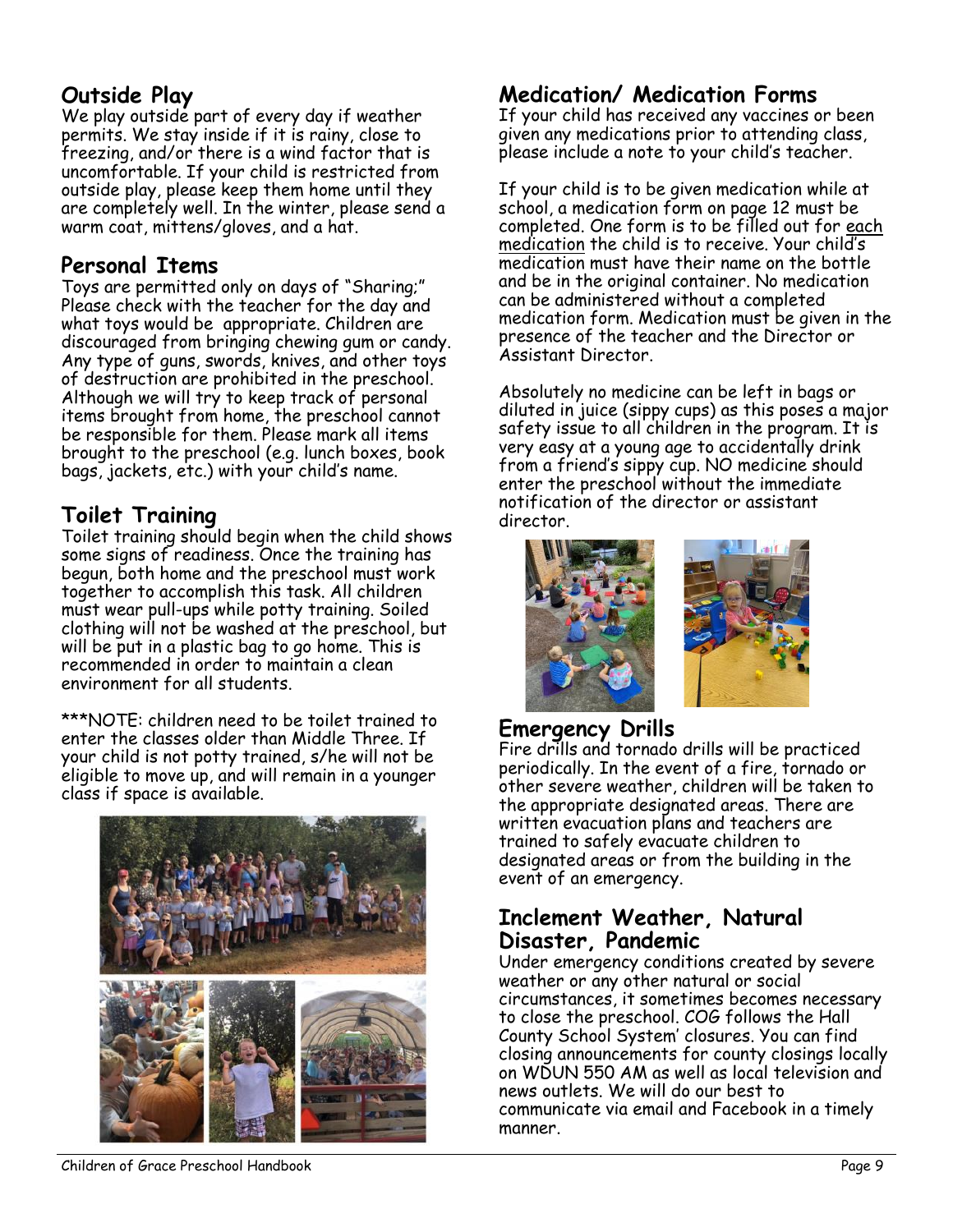## Outside Play

We play outside part of every day if weather permits. We stay inside if it is rainy, close to freezing, and/or there is a wind factor that is uncomfortable. If your child is restricted from outside play, please keep them home until they are completely well. In the winter, please send a warm coat, mittens/gloves, and a hat.

## Personal Items

Toys are permitted only on days of "Sharing;" Please check with the teacher for the day and what toys would be appropriate. Children are discouraged from bringing chewing gum or candy. Any type of guns, swords, knives, and other toys of destruction are prohibited in the preschool. Although we will try to keep track of personal items brought from home, the preschool cannot be responsible for them. Please mark all items brought to the preschool (e.g. lunch boxes, book bags, jackets, etc.) with your child's name.

## Toilet Training

Toilet training should begin when the child shows some signs of readiness. Once the training has begun, both home and the preschool must work together to accomplish this task. All children must wear pull-ups while potty training. Soiled clothing will not be washed at the preschool, but will be put in a plastic bag to go home. This is recommended in order to maintain a clean environment for all students.

***NOTE: children need to be toilet trained to enter the classes older than Middle Three. If your child is not potty trained, s/he will not be eligible to move up, and will remain in a younger class if space is available.

## Medication/ Medication Forms

If your child has received any vaccines or been given any medications prior to attending class, please include a note to your child's teacher.

If your child is to be given medication while at school, a medication form on page 12 must be completed. One form is to be filled out for each medication the child is to receive. Your child's medication must have their name on the bottle and be in the original container. No medication can be administered without a completed medication form. Medication must be given in the presence of the teacher and the Director or Assistant Director.

Absolutely no medicine can be left in bags or diluted in juice (sippy cups) as this poses a major safety issue to all children in the program. It is very easy at a young age to accidentally drink from a friend's sippy cup. NO medicine should enter the preschool without the immediate notification of the director or assistant director.

## Emergency Drills

Fire drills and tornado drills will be practiced periodically. In the event of a fire, tornado or other severe weather, children will be taken to the appropriate designated areas. There are written evacuation plans and teachers are trained to safely evacuate children to designated areas or from the building in the event of an emergency.

## Inclement Weather, Natural Disaster, Pandemic

Under emergency conditions created by severe weather or any other natural or social circumstances, it sometimes becomes necessary to close the preschool. COG follows the Hall County School System' closures. You can find closing announcements for county closings locally on WDUN 550 AM as well as local television and news outlets. We will do our best to communicate via email and Facebook in a timely manner.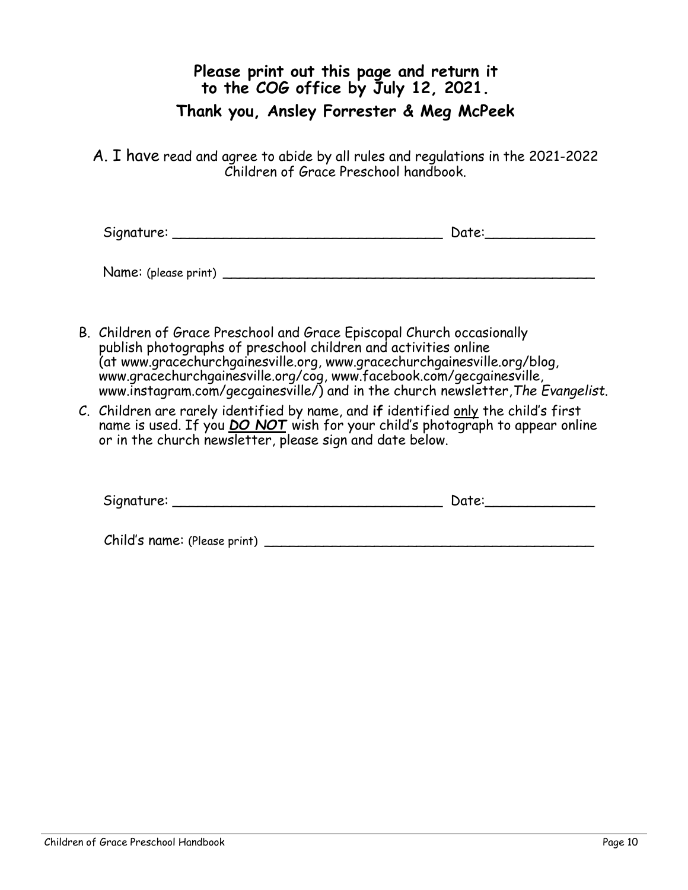**Please print out this page and return it to the COG office by July 12, 2021.**

**Thank you, Ansley Forrester & Meg McPeek**

A. I have read and agree to abide by all rules and regulations in the 2021-2022 Children of Grace Preschool handbook.

Signature: ________________________________ Date:_____________

Name: (please print) ____________________________________________

B. Children of Grace Preschool and Grace Episcopal Church occasionally publish photographs of preschool children and activities online (at www.gracechurchgainesville.org, www.gracechurchgainesville.org/blog, www.gracechurchgainesville.org/cog, www.facebook.com/gecgainesville, www.instagram.com/gecgainesville/) and in the church newsletter, *The Evangelist*.

C. Children are rarely identified by name, and **if** identified <u>only</u> the child's first name is used. If you ***<u>DO NOT</u>*** wish for your child's photograph to appear online or in the church newsletter, please sign and date below.

Signature: ________________________________ Date:_____________

Child's name: (Please print) ______________________________________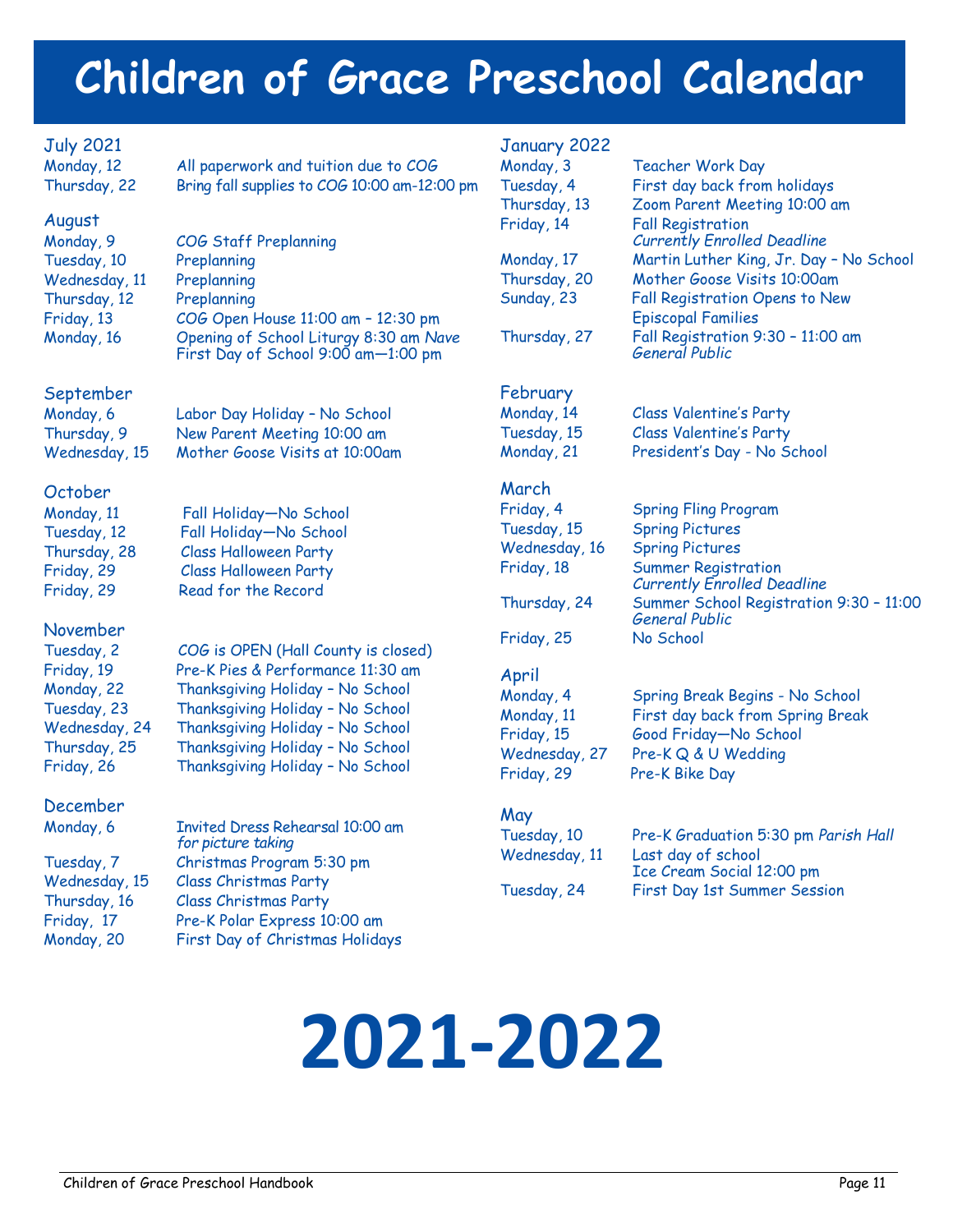# Children of Grace Preschool Calendar

## July 2021

| | |
|---|---|
| Monday, 12 | All paperwork and tuition due to COG |
| Thursday, 22 | Bring fall supplies to COG 10:00 am-12:00 pm |

## August

| | |
|---|---|
| Monday, 9 | COG Staff Preplanning |
| Tuesday, 10 | Preplanning |
| Wednesday, 11 | Preplanning |
| Thursday, 12 | Preplanning |
| Friday, 13 | COG Open House 11:00 am – 12:30 pm |
| Monday, 16 | Opening of School Liturgy 8:30 am *Nave* First Day of School 9:00 am—1:00 pm |

## September

| | |
|---|---|
| Monday, 6 | Labor Day Holiday – No School |
| Thursday, 9 | New Parent Meeting 10:00 am |
| Wednesday, 15 | Mother Goose Visits at 10:00am |

## October

| | |
|---|---|
| Monday, 11 | Fall Holiday—No School |
| Tuesday, 12 | Fall Holiday—No School |
| Thursday, 28 | Class Halloween Party |
| Friday, 29 | Class Halloween Party |
| Friday, 29 | Read for the Record |

## November

| | |
|---|---|
| Tuesday, 2 | COG is OPEN (Hall County is closed) |
| Friday, 19 | Pre-K Pies & Performance 11:30 am |
| Monday, 22 | Thanksgiving Holiday – No School |
| Tuesday, 23 | Thanksgiving Holiday – No School |
| Wednesday, 24 | Thanksgiving Holiday – No School |
| Thursday, 25 | Thanksgiving Holiday – No School |
| Friday, 26 | Thanksgiving Holiday – No School |

## December

| | |
|---|---|
| Monday, 6 | Invited Dress Rehearsal 10:00 am *for picture taking* |
| Tuesday, 7 | Christmas Program 5:30 pm |
| Wednesday, 15 | Class Christmas Party |
| Thursday, 16 | Class Christmas Party |
| Friday, 17 | Pre-K Polar Express 10:00 am |
| Monday, 20 | First Day of Christmas Holidays |

## January 2022

| | |
|---|---|
| Monday, 3 | Teacher Work Day |
| Tuesday, 4 | First day back from holidays |
| Thursday, 13 | Zoom Parent Meeting 10:00 am |
| Friday, 14 | Fall Registration *Currently Enrolled Deadline* |
| Monday, 17 | Martin Luther King, Jr. Day – No School |
| Thursday, 20 | Mother Goose Visits 10:00am |
| Sunday, 23 | Fall Registration Opens to New Episcopal Families |
| Thursday, 27 | Fall Registration 9:30 – 11:00 am *General Public* |

## February

| | |
|---|---|
| Monday, 14 | Class Valentine's Party |
| Tuesday, 15 | Class Valentine's Party |
| Monday, 21 | President's Day - No School |

## March

| | |
|---|---|
| Friday, 4 | Spring Fling Program |
| Tuesday, 15 | Spring Pictures |
| Wednesday, 16 | Spring Pictures |
| Friday, 18 | Summer Registration *Currently Enrolled Deadline* |
| Thursday, 24 | Summer School Registration 9:30 – 11:00 *General Public* |
| Friday, 25 | No School |

## April

| | |
|---|---|
| Monday, 4 | Spring Break Begins - No School |
| Monday, 11 | First day back from Spring Break |
| Friday, 15 | Good Friday—No School |
| Wednesday, 27 | Pre-K Q & U Wedding |
| Friday, 29 | Pre-K Bike Day |

## May

| | |
|---|---|
| Tuesday, 10 | Pre-K Graduation 5:30 pm *Parish Hall* |
| Wednesday, 11 | Last day of school Ice Cream Social 12:00 pm |
| Tuesday, 24 | First Day 1st Summer Session |

# 2021-2022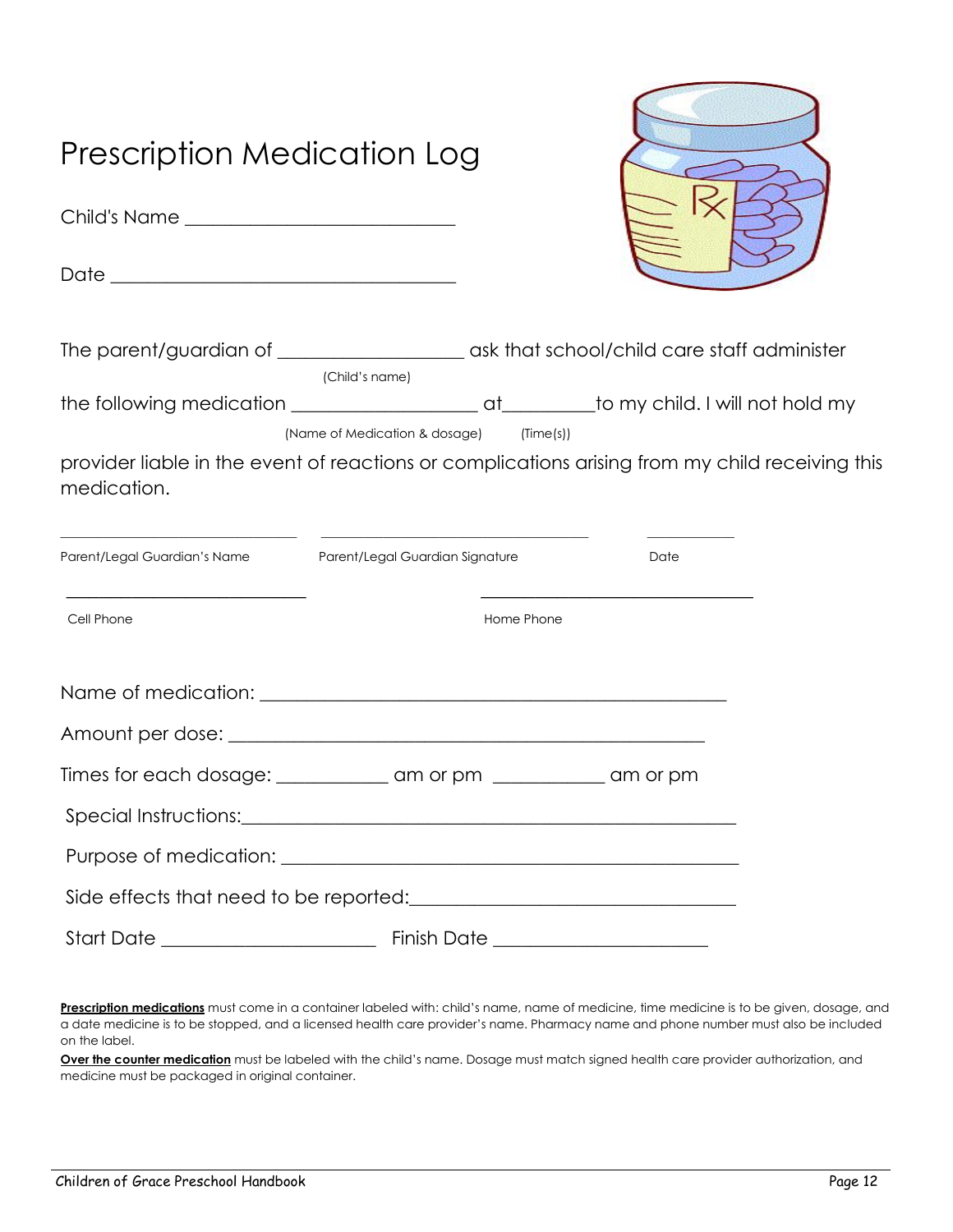# Prescription Medication Log

Child's Name ____________________________

Date ____________________________________

The parent/guardian of ____________________ ask that school/child care staff administer
(Child's name)
the following medication ____________________ at__________to my child. I will not hold my
(Name of Medication & dosage) (Time(s))
provider liable in the event of reactions or complications arising from my child receiving this medication.

______________________________ ______________________________ ____________
Parent/Legal Guardian's Name Parent/Legal Guardian Signature Date

______________________________ ______________________________
Cell Phone Home Phone

Name of medication: ______________________________________________

Amount per dose: ________________________________________________

Times for each dosage: ___________ am or pm ___________ am or pm

Special Instructions:______________________________________________

Purpose of medication: ____________________________________________

Side effects that need to be reported:_______________________________

Start Date ______________________ Finish Date ______________________

**Prescription medications** must come in a container labeled with: child's name, name of medicine, time medicine is to be given, dosage, and a date medicine is to be stopped, and a licensed health care provider's name. Pharmacy name and phone number must also be included on the label.

**Over the counter medication** must be labeled with the child's name. Dosage must match signed health care provider authorization, and medicine must be packaged in original container.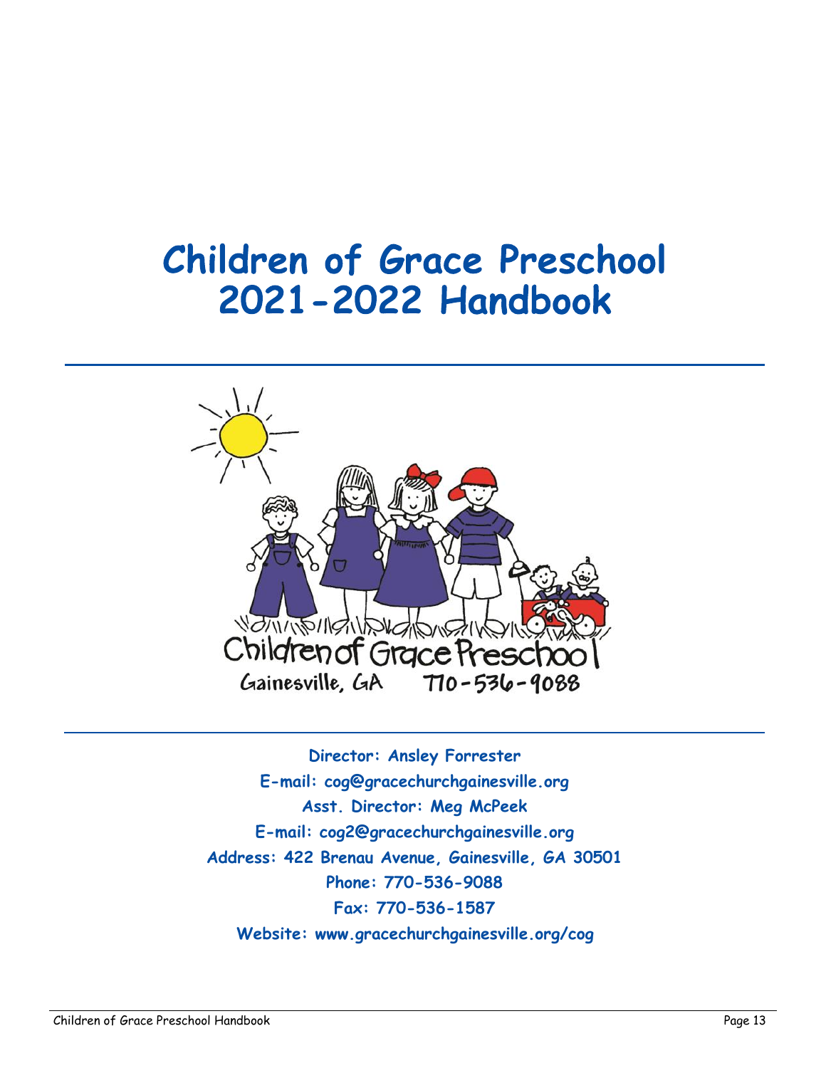# Children of Grace Preschool 2021-2022 Handbook

**Director: Ansley Forrester**

**E-mail: cog@gracechurchgainesville.org**

**Asst. Director: Meg McPeek**

**E-mail: cog2@gracechurchgainesville.org**

**Address: 422 Brenau Avenue, Gainesville, GA 30501**

**Phone: 770-536-9088**

**Fax: 770-536-1587**

**Website: www.gracechurchgainesville.org/cog**